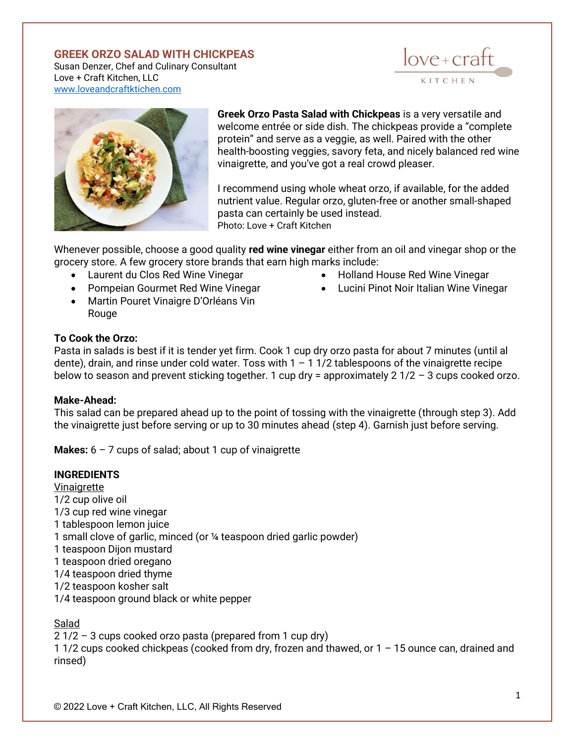# GREEK ORZO SALAD WITH CHICKPEAS

Susan Denzer, Chef and Culinary Consultant
Love + Craft Kitchen, LLC
www.loveandcraftkitchen.com

**Greek Orzo Pasta Salad with Chickpeas** is a very versatile and welcome entrée or side dish. The chickpeas provide a "complete protein" and serve as a veggie, as well. Paired with the other health-boosting veggies, savory feta, and nicely balanced red wine vinaigrette, and you've got a real crowd pleaser.

I recommend using whole wheat orzo, if available, for the added nutrient value. Regular orzo, gluten-free or another small-shaped pasta can certainly be used instead.

Photo: Love + Craft Kitchen

Whenever possible, choose a good quality **red wine vinegar** either from an oil and vinegar shop or the grocery store. A few grocery store brands that earn high marks include:

- Laurent du Clos Red Wine Vinegar
- Pompeian Gourmet Red Wine Vinegar
- Martin Pouret Vinaigre D'Orléans Vin Rouge
- Holland House Red Wine Vinegar
- Lucini Pinot Noir Italian Wine Vinegar

**To Cook the Orzo:**
Pasta in salads is best if it is tender yet firm. Cook 1 cup dry orzo pasta for about 7 minutes (until al dente), drain, and rinse under cold water. Toss with 1 – 1 1/2 tablespoons of the vinaigrette recipe below to season and prevent sticking together. 1 cup dry = approximately 2 1/2 – 3 cups cooked orzo.

**Make-Ahead:**
This salad can be prepared ahead up to the point of tossing with the vinaigrette (through step 3). Add the vinaigrette just before serving or up to 30 minutes ahead (step 4). Garnish just before serving.

**Makes:** 6 – 7 cups of salad; about 1 cup of vinaigrette

**INGREDIENTS**

Vinaigrette

1/2 cup olive oil
1/3 cup red wine vinegar
1 tablespoon lemon juice
1 small clove of garlic, minced (or ¼ teaspoon dried garlic powder)
1 teaspoon Dijon mustard
1 teaspoon dried oregano
1/4 teaspoon dried thyme
1/2 teaspoon kosher salt
1/4 teaspoon ground black or white pepper

Salad

2 1/2 – 3 cups cooked orzo pasta (prepared from 1 cup dry)
1 1/2 cups cooked chickpeas (cooked from dry, frozen and thawed, or 1 – 15 ounce can, drained and rinsed)

© 2022 Love + Craft Kitchen, LLC, All Rights Reserved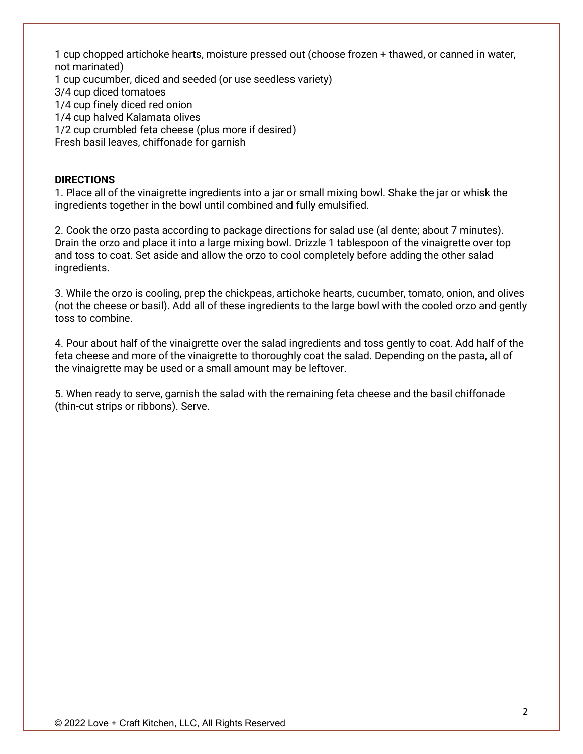1 cup chopped artichoke hearts, moisture pressed out (choose frozen + thawed, or canned in water, not marinated)
1 cup cucumber, diced and seeded (or use seedless variety)
3/4 cup diced tomatoes
1/4 cup finely diced red onion
1/4 cup halved Kalamata olives
1/2 cup crumbled feta cheese (plus more if desired)
Fresh basil leaves, chiffonade for garnish

**DIRECTIONS**

1. Place all of the vinaigrette ingredients into a jar or small mixing bowl. Shake the jar or whisk the ingredients together in the bowl until combined and fully emulsified.

2. Cook the orzo pasta according to package directions for salad use (al dente; about 7 minutes). Drain the orzo and place it into a large mixing bowl. Drizzle 1 tablespoon of the vinaigrette over top and toss to coat. Set aside and allow the orzo to cool completely before adding the other salad ingredients.

3. While the orzo is cooling, prep the chickpeas, artichoke hearts, cucumber, tomato, onion, and olives (not the cheese or basil). Add all of these ingredients to the large bowl with the cooled orzo and gently toss to combine.

4. Pour about half of the vinaigrette over the salad ingredients and toss gently to coat. Add half of the feta cheese and more of the vinaigrette to thoroughly coat the salad. Depending on the pasta, all of the vinaigrette may be used or a small amount may be leftover.

5. When ready to serve, garnish the salad with the remaining feta cheese and the basil chiffonade (thin-cut strips or ribbons). Serve.